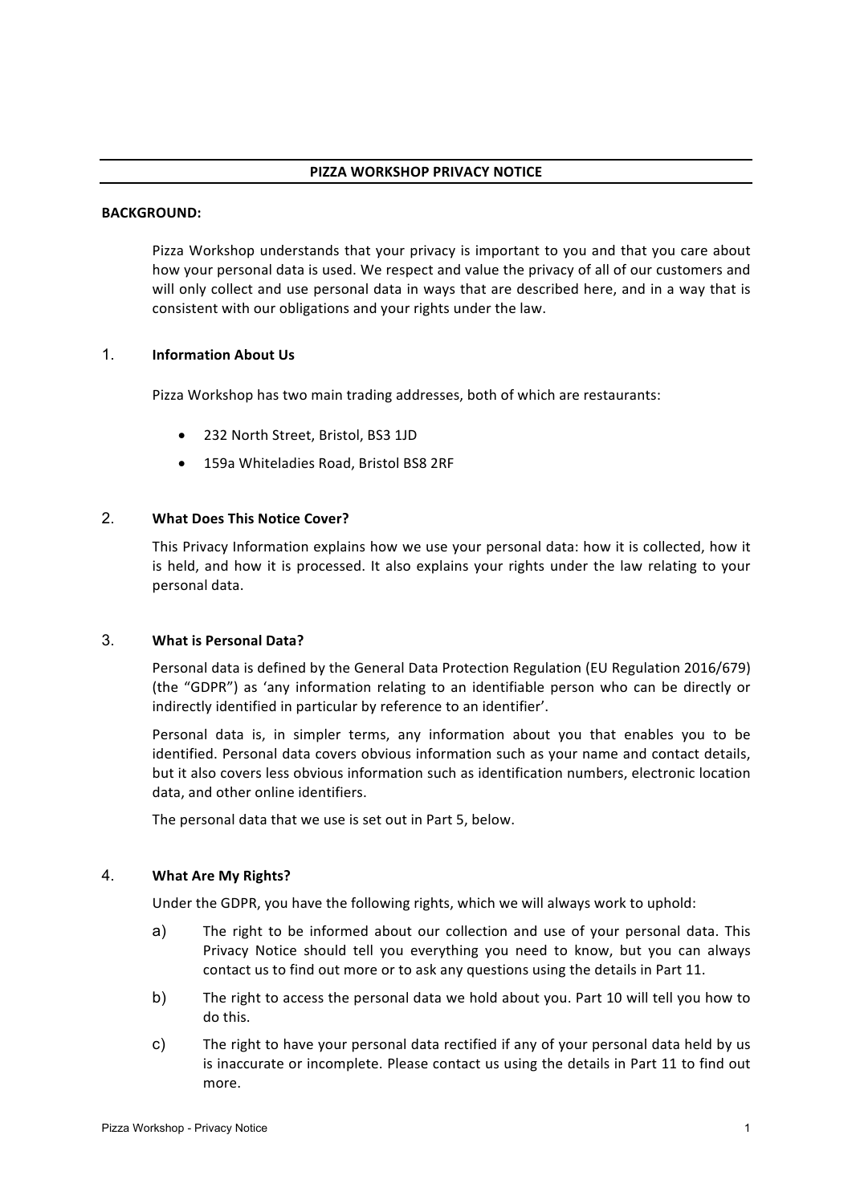# PIZZA WORKSHOP PRIVACY NOTICE

**BACKGROUND:**

Pizza Workshop understands that your privacy is important to you and that you care about how your personal data is used. We respect and value the privacy of all of our customers and will only collect and use personal data in ways that are described here, and in a way that is consistent with our obligations and your rights under the law.

## 1. Information About Us

Pizza Workshop has two main trading addresses, both of which are restaurants:

- 232 North Street, Bristol, BS3 1JD
- 159a Whiteladies Road, Bristol BS8 2RF

## 2. What Does This Notice Cover?

This Privacy Information explains how we use your personal data: how it is collected, how it is held, and how it is processed. It also explains your rights under the law relating to your personal data.

## 3. What is Personal Data?

Personal data is defined by the General Data Protection Regulation (EU Regulation 2016/679) (the "GDPR") as 'any information relating to an identifiable person who can be directly or indirectly identified in particular by reference to an identifier'.

Personal data is, in simpler terms, any information about you that enables you to be identified. Personal data covers obvious information such as your name and contact details, but it also covers less obvious information such as identification numbers, electronic location data, and other online identifiers.

The personal data that we use is set out in Part 5, below.

## 4. What Are My Rights?

Under the GDPR, you have the following rights, which we will always work to uphold:

a) The right to be informed about our collection and use of your personal data. This Privacy Notice should tell you everything you need to know, but you can always contact us to find out more or to ask any questions using the details in Part 11.

b) The right to access the personal data we hold about you. Part 10 will tell you how to do this.

c) The right to have your personal data rectified if any of your personal data held by us is inaccurate or incomplete. Please contact us using the details in Part 11 to find out more.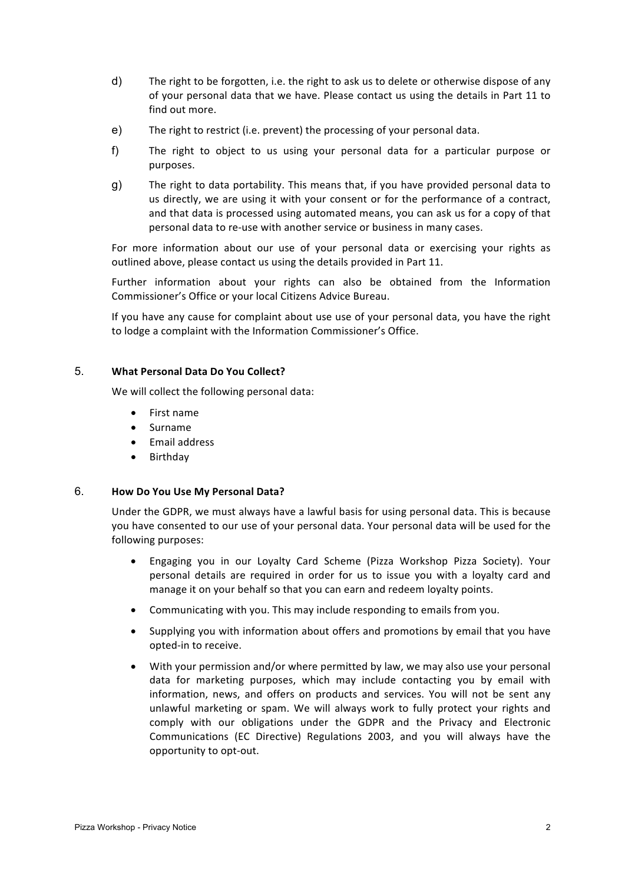d) The right to be forgotten, i.e. the right to ask us to delete or otherwise dispose of any of your personal data that we have. Please contact us using the details in Part 11 to find out more.

e) The right to restrict (i.e. prevent) the processing of your personal data.

f) The right to object to us using your personal data for a particular purpose or purposes.

g) The right to data portability. This means that, if you have provided personal data to us directly, we are using it with your consent or for the performance of a contract, and that data is processed using automated means, you can ask us for a copy of that personal data to re-use with another service or business in many cases.

For more information about our use of your personal data or exercising your rights as outlined above, please contact us using the details provided in Part 11.

Further information about your rights can also be obtained from the Information Commissioner's Office or your local Citizens Advice Bureau.

If you have any cause for complaint about use use of your personal data, you have the right to lodge a complaint with the Information Commissioner's Office.

## 5. What Personal Data Do You Collect?

We will collect the following personal data:

- First name
- Surname
- Email address
- Birthday

## 6. How Do You Use My Personal Data?

Under the GDPR, we must always have a lawful basis for using personal data. This is because you have consented to our use of your personal data. Your personal data will be used for the following purposes:

- Engaging you in our Loyalty Card Scheme (Pizza Workshop Pizza Society). Your personal details are required in order for us to issue you with a loyalty card and manage it on your behalf so that you can earn and redeem loyalty points.
- Communicating with you. This may include responding to emails from you.
- Supplying you with information about offers and promotions by email that you have opted-in to receive.
- With your permission and/or where permitted by law, we may also use your personal data for marketing purposes, which may include contacting you by email with information, news, and offers on products and services. You will not be sent any unlawful marketing or spam. We will always work to fully protect your rights and comply with our obligations under the GDPR and the Privacy and Electronic Communications (EC Directive) Regulations 2003, and you will always have the opportunity to opt-out.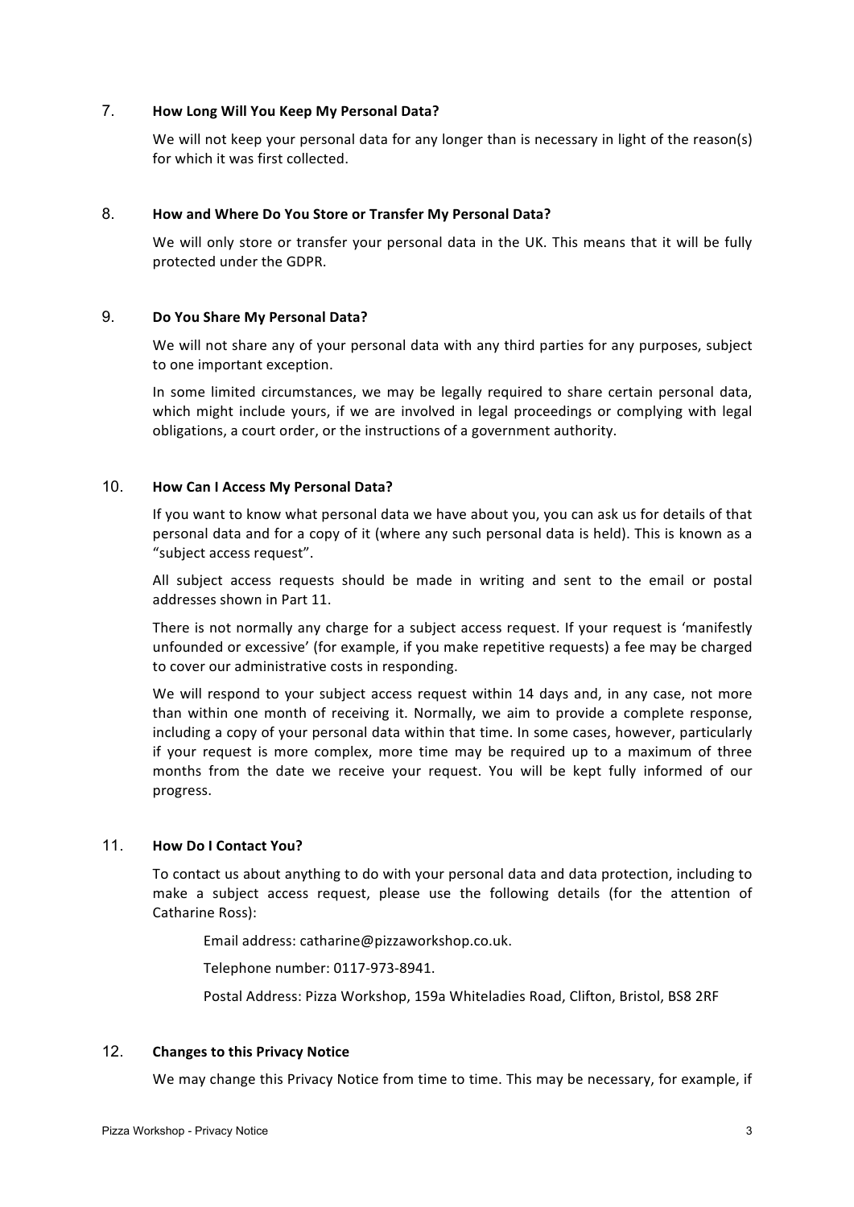## 7. How Long Will You Keep My Personal Data?

We will not keep your personal data for any longer than is necessary in light of the reason(s) for which it was first collected.

## 8. How and Where Do You Store or Transfer My Personal Data?

We will only store or transfer your personal data in the UK. This means that it will be fully protected under the GDPR.

## 9. Do You Share My Personal Data?

We will not share any of your personal data with any third parties for any purposes, subject to one important exception.

In some limited circumstances, we may be legally required to share certain personal data, which might include yours, if we are involved in legal proceedings or complying with legal obligations, a court order, or the instructions of a government authority.

## 10. How Can I Access My Personal Data?

If you want to know what personal data we have about you, you can ask us for details of that personal data and for a copy of it (where any such personal data is held). This is known as a "subject access request".

All subject access requests should be made in writing and sent to the email or postal addresses shown in Part 11.

There is not normally any charge for a subject access request. If your request is 'manifestly unfounded or excessive' (for example, if you make repetitive requests) a fee may be charged to cover our administrative costs in responding.

We will respond to your subject access request within 14 days and, in any case, not more than within one month of receiving it. Normally, we aim to provide a complete response, including a copy of your personal data within that time. In some cases, however, particularly if your request is more complex, more time may be required up to a maximum of three months from the date we receive your request. You will be kept fully informed of our progress.

## 11. How Do I Contact You?

To contact us about anything to do with your personal data and data protection, including to make a subject access request, please use the following details (for the attention of Catharine Ross):

Email address: catharine@pizzaworkshop.co.uk.

Telephone number: 0117-973-8941.

Postal Address: Pizza Workshop, 159a Whiteladies Road, Clifton, Bristol, BS8 2RF

## 12. Changes to this Privacy Notice

We may change this Privacy Notice from time to time. This may be necessary, for example, if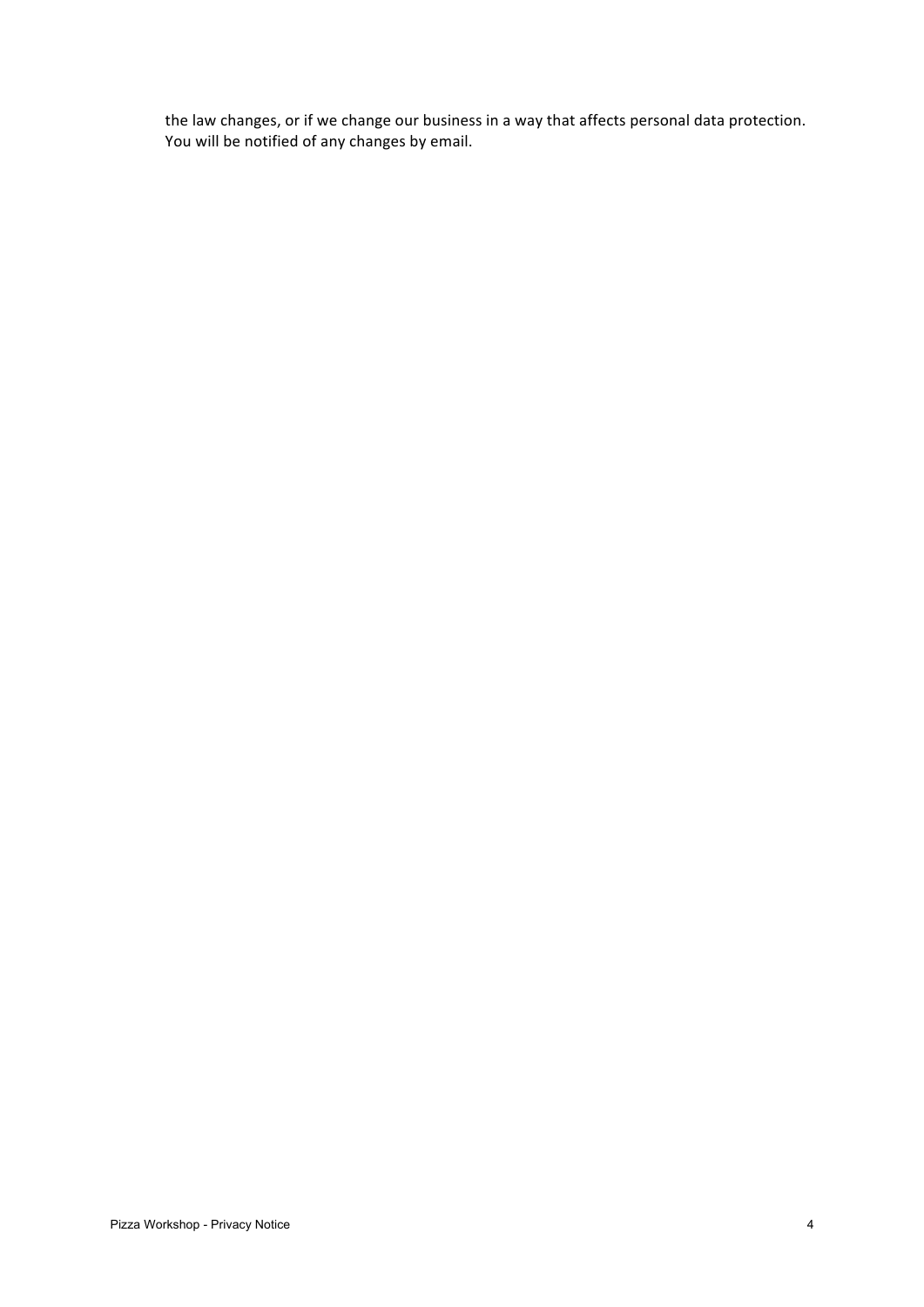the law changes, or if we change our business in a way that affects personal data protection. You will be notified of any changes by email.